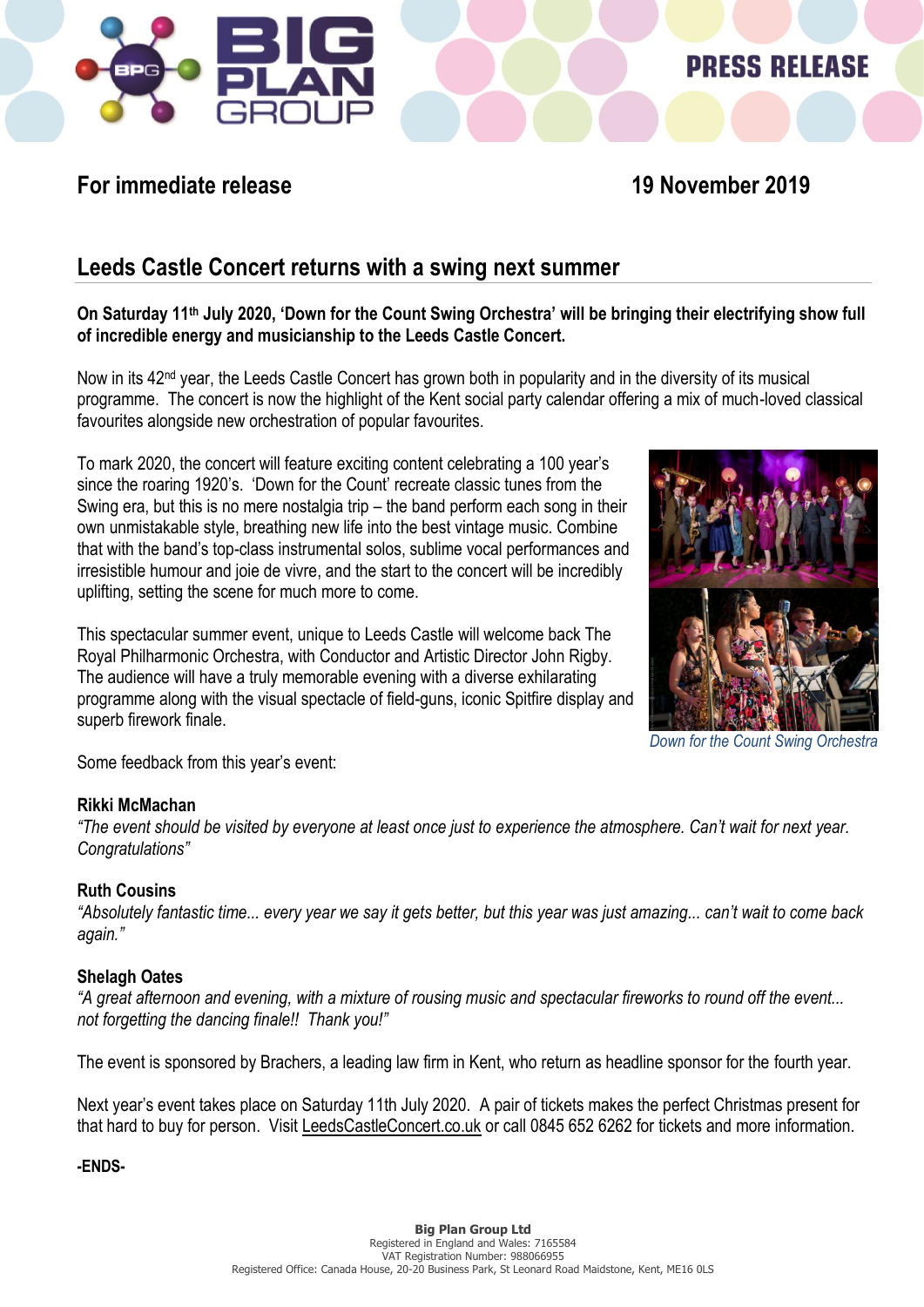PRESS RELEASE

**For immediate release** **19 November 2019**

## Leeds Castle Concert returns with a swing next summer

**On Saturday 11th July 2020, 'Down for the Count Swing Orchestra' will be bringing their electrifying show full of incredible energy and musicianship to the Leeds Castle Concert.**

Now in its 42nd year, the Leeds Castle Concert has grown both in popularity and in the diversity of its musical programme. The concert is now the highlight of the Kent social party calendar offering a mix of much-loved classical favourites alongside new orchestration of popular favourites.

To mark 2020, the concert will feature exciting content celebrating a 100 year's since the roaring 1920's. 'Down for the Count' recreate classic tunes from the Swing era, but this is no mere nostalgia trip – the band perform each song in their own unmistakable style, breathing new life into the best vintage music. Combine that with the band's top-class instrumental solos, sublime vocal performances and irresistible humour and joie de vivre, and the start to the concert will be incredibly uplifting, setting the scene for much more to come.

This spectacular summer event, unique to Leeds Castle will welcome back The Royal Philharmonic Orchestra, with Conductor and Artistic Director John Rigby. The audience will have a truly memorable evening with a diverse exhilarating programme along with the visual spectacle of field-guns, iconic Spitfire display and superb firework finale.

*Down for the Count Swing Orchestra*

Some feedback from this year's event:

**Rikki McMachan**
*"The event should be visited by everyone at least once just to experience the atmosphere. Can't wait for next year. Congratulations"*

**Ruth Cousins**
*"Absolutely fantastic time... every year we say it gets better, but this year was just amazing... can't wait to come back again."*

**Shelagh Oates**
*"A great afternoon and evening, with a mixture of rousing music and spectacular fireworks to round off the event... not forgetting the dancing finale!! Thank you!"*

The event is sponsored by Brachers, a leading law firm in Kent, who return as headline sponsor for the fourth year.

Next year's event takes place on Saturday 11th July 2020. A pair of tickets makes the perfect Christmas present for that hard to buy for person. Visit LeedsCastleConcert.co.uk or call 0845 652 6262 for tickets and more information.

**-ENDS-**

**Big Plan Group Ltd**
Registered in England and Wales: 7165584
VAT Registration Number: 988066955
Registered Office: Canada House, 20-20 Business Park, St Leonard Road Maidstone, Kent, ME16 0LS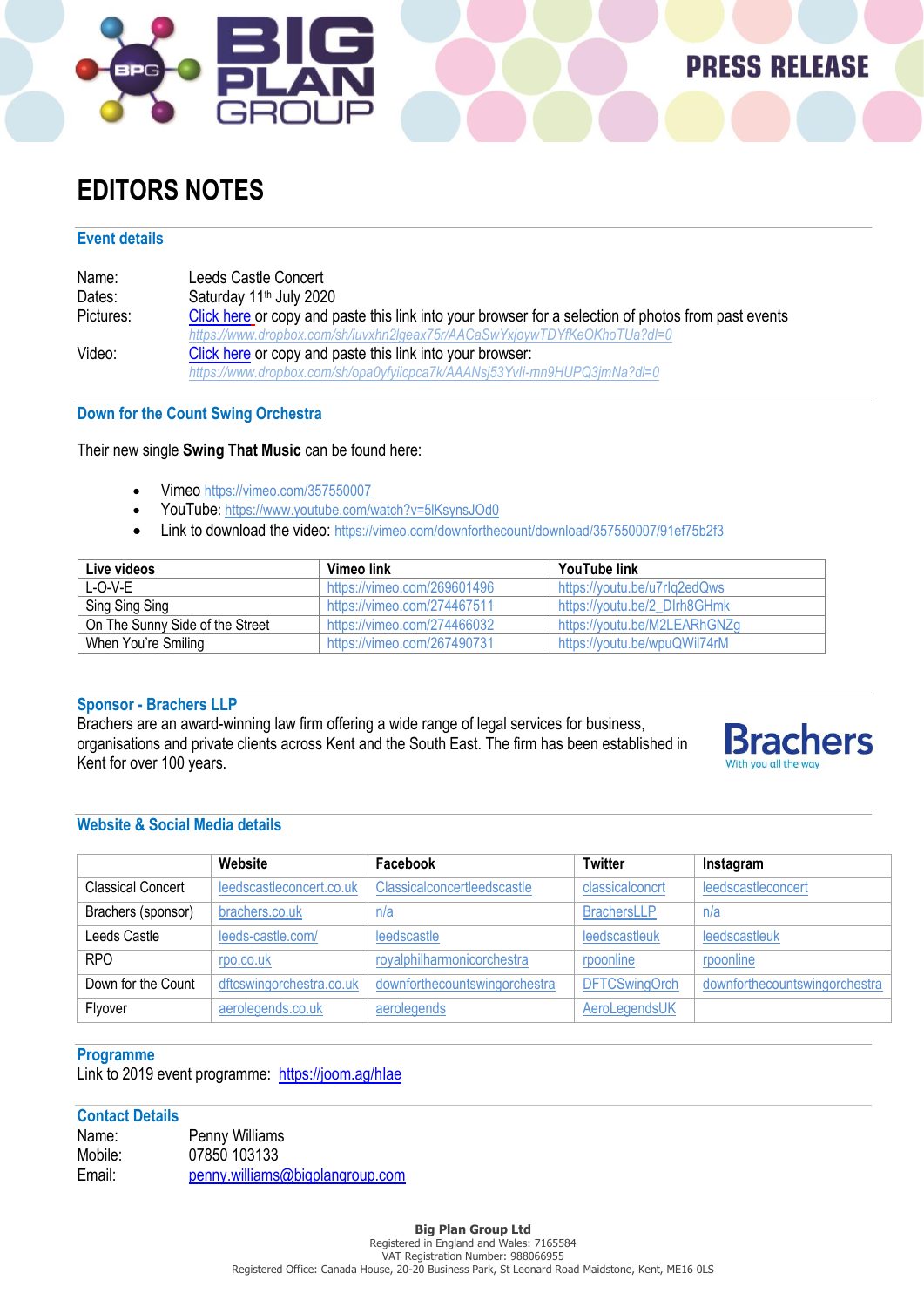PRESS RELEASE

# EDITORS NOTES

## Event details

| | |
|---|---|
| Name: | Leeds Castle Concert |
| Dates: | Saturday 11th July 2020 |
| Pictures: | Click here or copy and paste this link into your browser for a selection of photos from past events https://www.dropbox.com/sh/iuvxhn2lgeax75r/AACaSwYxjoywTDYfKeOKhoTUa?dl=0 |
| Video: | Click here or copy and paste this link into your browser: https://www.dropbox.com/sh/opa0yfyiicpca7k/AAANsj53Yvli-mn9HUPQ3jmNa?dl=0 |

## Down for the Count Swing Orchestra

Their new single **Swing That Music** can be found here:

- Vimeo https://vimeo.com/357550007
- YouTube: https://www.youtube.com/watch?v=5lKsynsJOd0
- Link to download the video: https://vimeo.com/downforthecount/download/357550007/91ef75b2f3

| Live videos | Vimeo link | YouTube link |
|---|---|---|
| L-O-V-E | https://vimeo.com/269601496 | https://youtu.be/u7rlq2edQws |
| Sing Sing Sing | https://vimeo.com/274467511 | https://youtu.be/2_Dlrh8GHmk |
| On The Sunny Side of the Street | https://vimeo.com/274466032 | https://youtu.be/M2LEARhGNZg |
| When You're Smiling | https://vimeo.com/267490731 | https://youtu.be/wpuQWil74rM |

## Sponsor - Brachers LLP

Brachers are an award-winning law firm offering a wide range of legal services for business, organisations and private clients across Kent and the South East. The firm has been established in Kent for over 100 years.

Brachers
With you all the way

## Website & Social Media details

| | Website | Facebook | Twitter | Instagram |
|---|---|---|---|---|
| Classical Concert | leedscastleconcert.co.uk | Classicalconcertleedscastle | classicalconcrt | leedscastleconcert |
| Brachers (sponsor) | brachers.co.uk | n/a | BrachersLLP | n/a |
| Leeds Castle | leeds-castle.com/ | leedscastle | leedscastleuk | leedscastleuk |
| RPO | rpo.co.uk | royalphilharmonicorchestra | rpoonline | rpoonline |
| Down for the Count | dftcswingorchestra.co.uk | downforthecountswingorchestra | DFTCSwingOrch | downforthecountswingorchestra |
| Flyover | aerolegends.co.uk | aerolegends | AeroLegendsUK | |

## Programme

Link to 2019 event programme: https://joom.ag/hlae

## Contact Details

| | |
|---|---|
| Name: | Penny Williams |
| Mobile: | 07850 103133 |
| Email: | penny.williams@bigplangroup.com |

**Big Plan Group Ltd**
Registered in England and Wales: 7165584
VAT Registration Number: 988066955
Registered Office: Canada House, 20-20 Business Park, St Leonard Road Maidstone, Kent, ME16 0LS